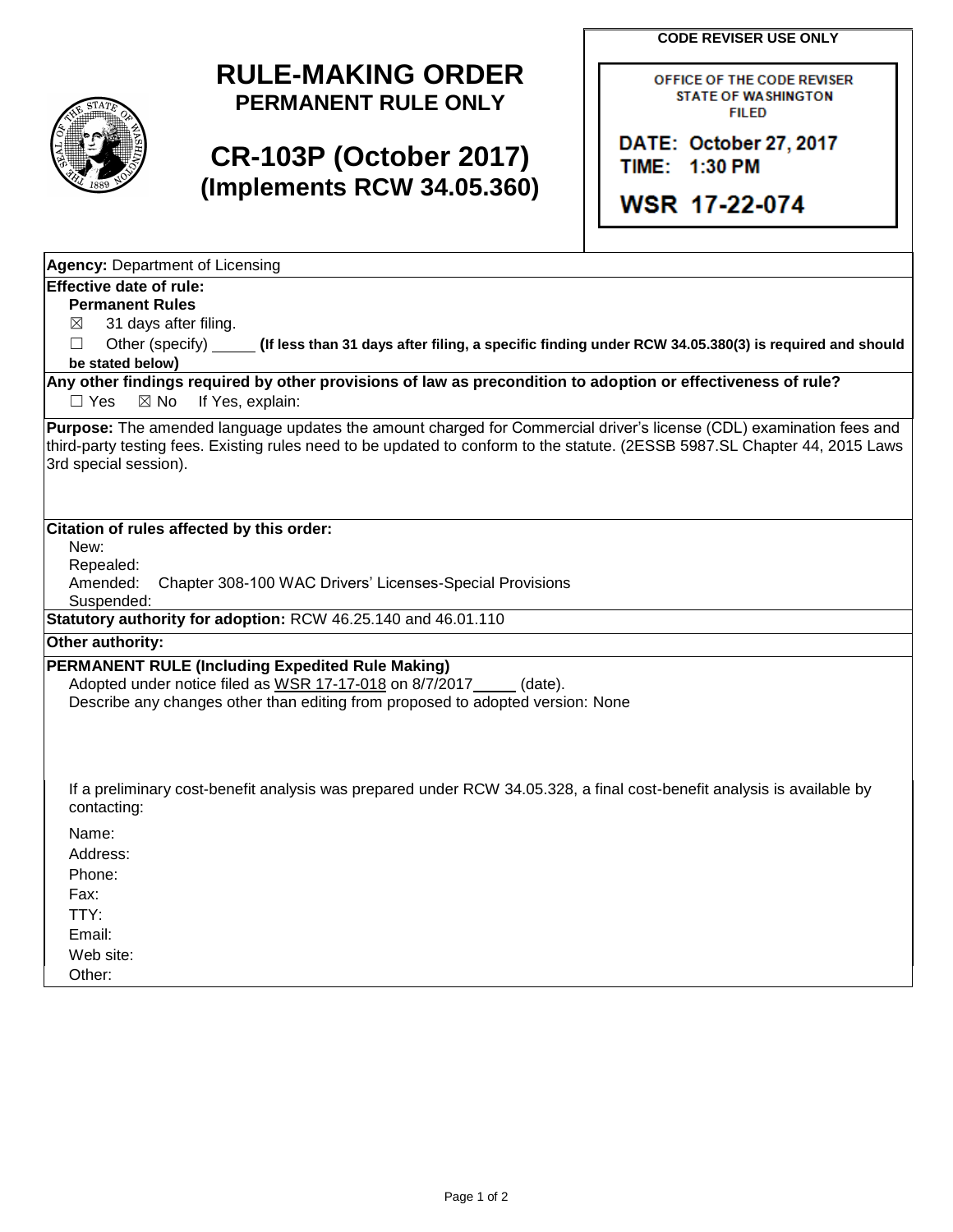# RULE-MAKING ORDER

**PERMANENT RULE ONLY**

# CR-103P (October 2017)

## (Implements RCW 34.05.360)

**CODE REVISER USE ONLY**

OFFICE OF THE CODE REVISER
STATE OF WASHINGTON
FILED

DATE: October 27, 2017
TIME: 1:30 PM

WSR 17-22-074

**Agency:** Department of Licensing

**Effective date of rule:**

**Permanent Rules**

☒ 31 days after filing.

☐ Other (specify) _____ **(If less than 31 days after filing, a specific finding under RCW 34.05.380(3) is required and should be stated below)**

**Any other findings required by other provisions of law as precondition to adoption or effectiveness of rule?**

☐ Yes ☒ No If Yes, explain:

**Purpose:** The amended language updates the amount charged for Commercial driver's license (CDL) examination fees and third-party testing fees. Existing rules need to be updated to conform to the statute. (2ESSB 5987.SL Chapter 44, 2015 Laws 3rd special session).

**Citation of rules affected by this order:**

New:

Repealed:

Amended: Chapter 308-100 WAC Drivers' Licenses-Special Provisions

Suspended:

**Statutory authority for adoption:** RCW 46.25.140 and 46.01.110

**Other authority:**

**PERMANENT RULE (Including Expedited Rule Making)**

Adopted under notice filed as WSR 17-17-018 on 8/7/2017_____ (date).

Describe any changes other than editing from proposed to adopted version: None

If a preliminary cost-benefit analysis was prepared under RCW 34.05.328, a final cost-benefit analysis is available by contacting:

Name:

Address:

Phone:

Fax:

TTY:

Email:

Web site:

Other: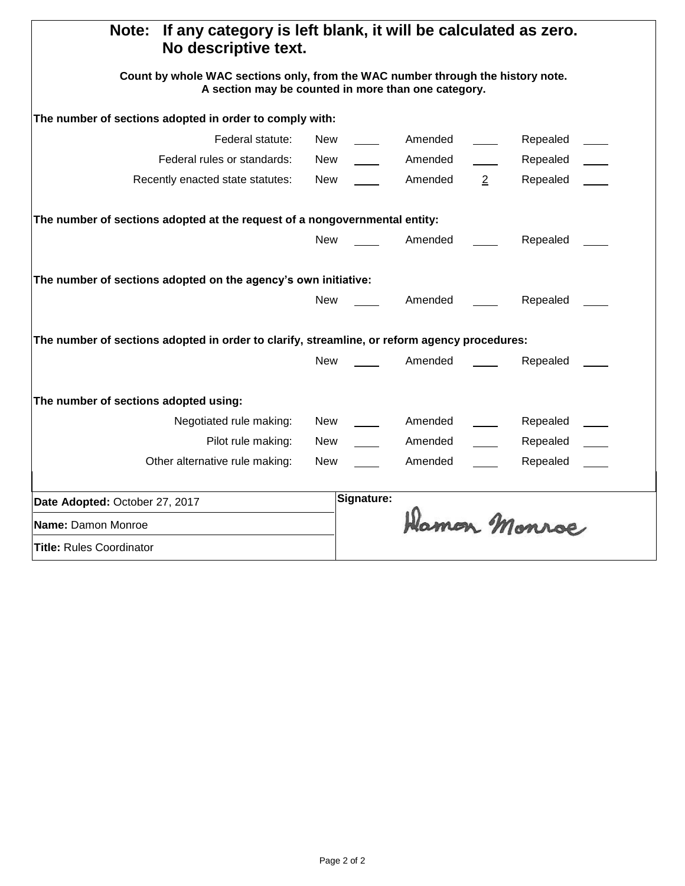**Note: If any category is left blank, it will be calculated as zero. No descriptive text.**

**Count by whole WAC sections only, from the WAC number through the history note. A section may be counted in more than one category.**

**The number of sections adopted in order to comply with:**

| | New | | Amended | | Repealed | |
|---|---|---|---|---|---|---|
| Federal statute: | New | | Amended | | Repealed | |
| Federal rules or standards: | New | | Amended | | Repealed | |
| Recently enacted state statutes: | New | | Amended | 2 | Repealed | |

**The number of sections adopted at the request of a nongovernmental entity:**

| | | | | | |
|---|---|---|---|---|---|
| New | | Amended | | Repealed | |

**The number of sections adopted on the agency's own initiative:**

| | | | | | |
|---|---|---|---|---|---|
| New | | Amended | | Repealed | |

**The number of sections adopted in order to clarify, streamline, or reform agency procedures:**

| | | | | | |
|---|---|---|---|---|---|
| New | | Amended | | Repealed | |

**The number of sections adopted using:**

| | New | | Amended | | Repealed | |
|---|---|---|---|---|---|---|
| Negotiated rule making: | New | | Amended | | Repealed | |
| Pilot rule making: | New | | Amended | | Repealed | |
| Other alternative rule making: | New | | Amended | | Repealed | |

| | |
|---|---|
| **Date Adopted:** October 27, 2017 | **Signature:** Damon Monroe |
| **Name:** Damon Monroe | |
| **Title:** Rules Coordinator | |